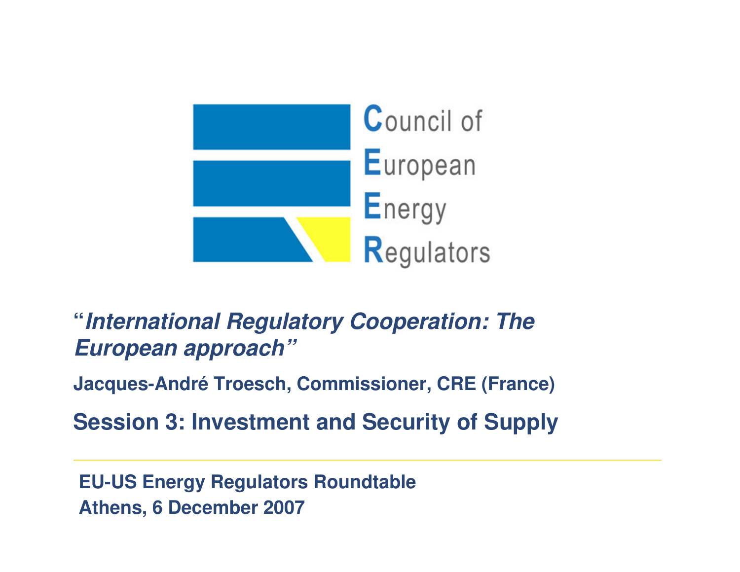Council of European Energy Regulators

# "*International Regulatory Cooperation: The European approach*"

**Jacques-André Troesch, Commissioner, CRE (France)**

## Session 3: Investment and Security of Supply

**EU-US Energy Regulators Roundtable**
**Athens, 6 December 2007**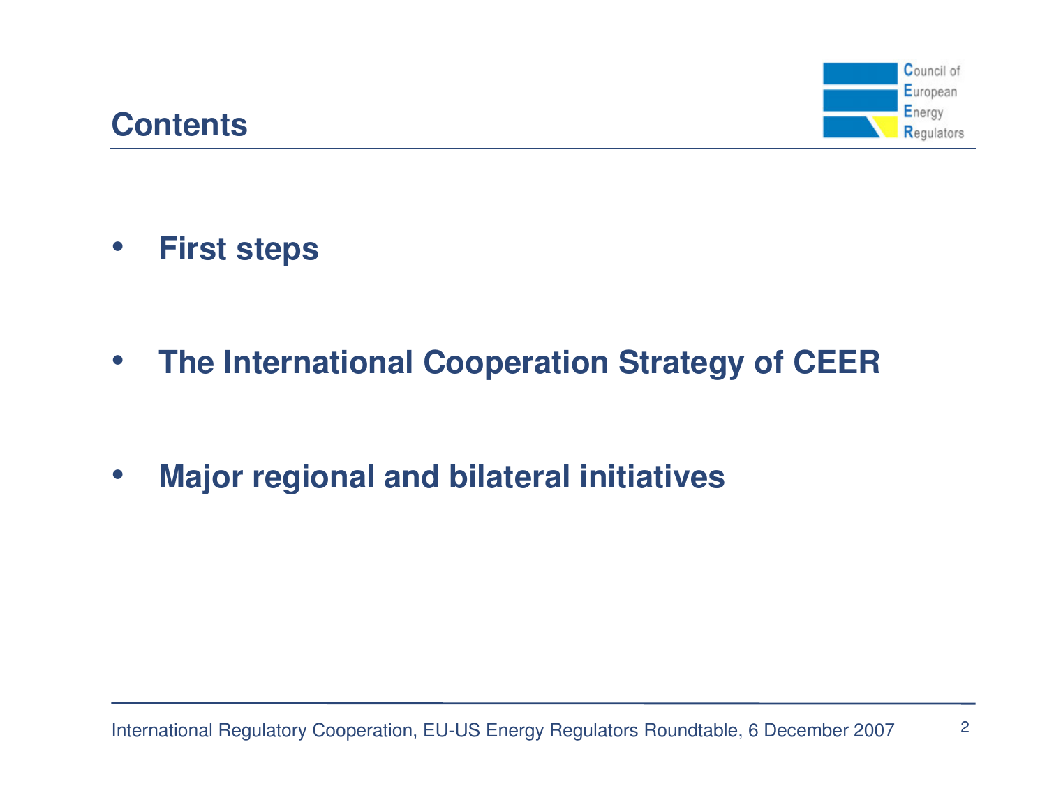## Contents

- **First steps**
- **The International Cooperation Strategy of CEER**
- **Major regional and bilateral initiatives**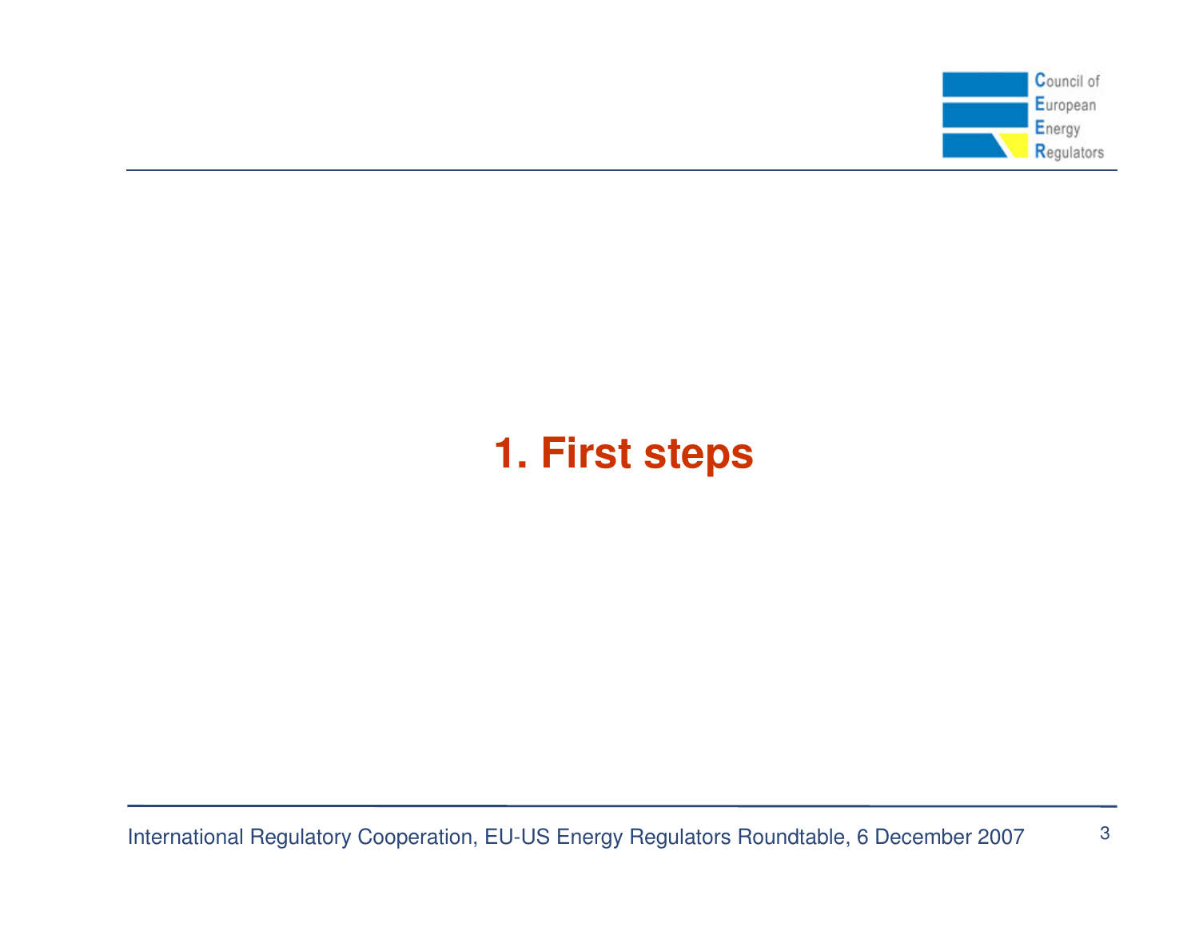# 1. First steps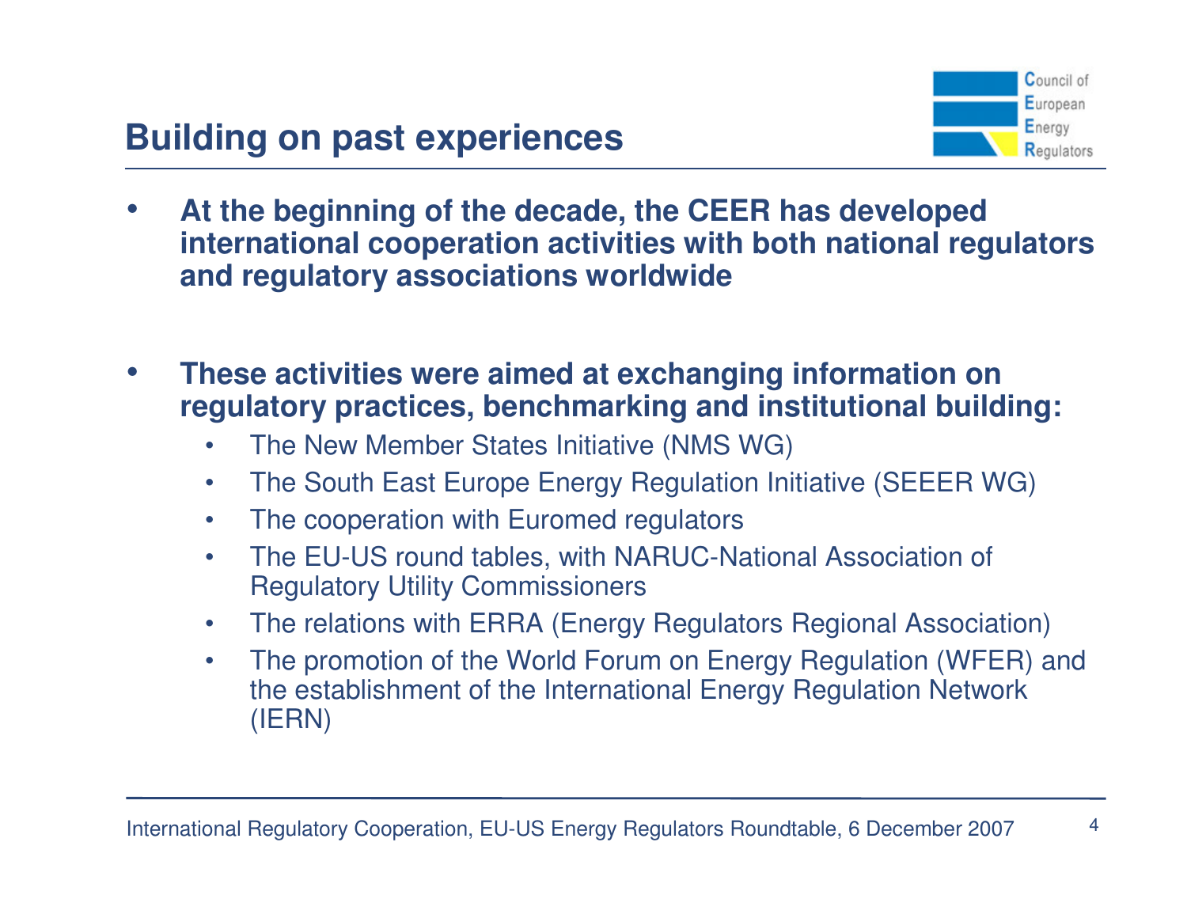## Building on past experiences

- **At the beginning of the decade, the CEER has developed international cooperation activities with both national regulators and regulatory associations worldwide**

- **These activities were aimed at exchanging information on regulatory practices, benchmarking and institutional building:**
  - The New Member States Initiative (NMS WG)
  - The South East Europe Energy Regulation Initiative (SEEER WG)
  - The cooperation with Euromed regulators
  - The EU-US round tables, with NARUC-National Association of Regulatory Utility Commissioners
  - The relations with ERRA (Energy Regulators Regional Association)
  - The promotion of the World Forum on Energy Regulation (WFER) and the establishment of the International Energy Regulation Network (IERN)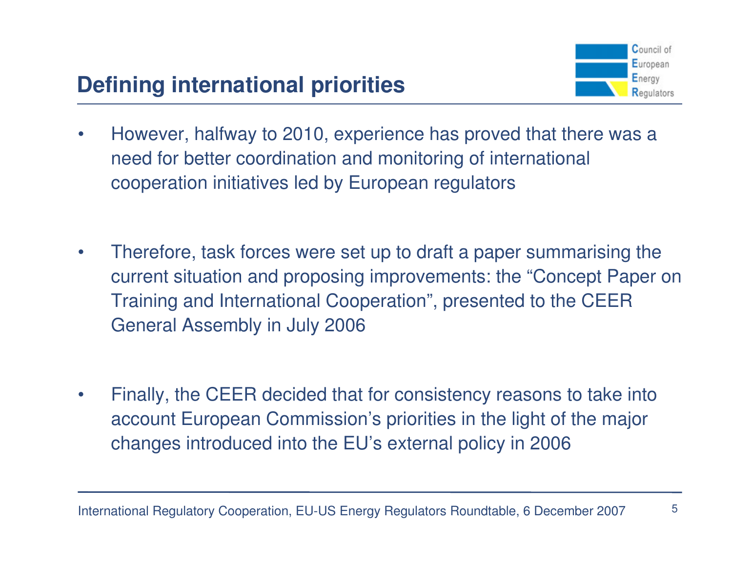## Defining international priorities

- However, halfway to 2010, experience has proved that there was a need for better coordination and monitoring of international cooperation initiatives led by European regulators

- Therefore, task forces were set up to draft a paper summarising the current situation and proposing improvements: the "Concept Paper on Training and International Cooperation", presented to the CEER General Assembly in July 2006

- Finally, the CEER decided that for consistency reasons to take into account European Commission's priorities in the light of the major changes introduced into the EU's external policy in 2006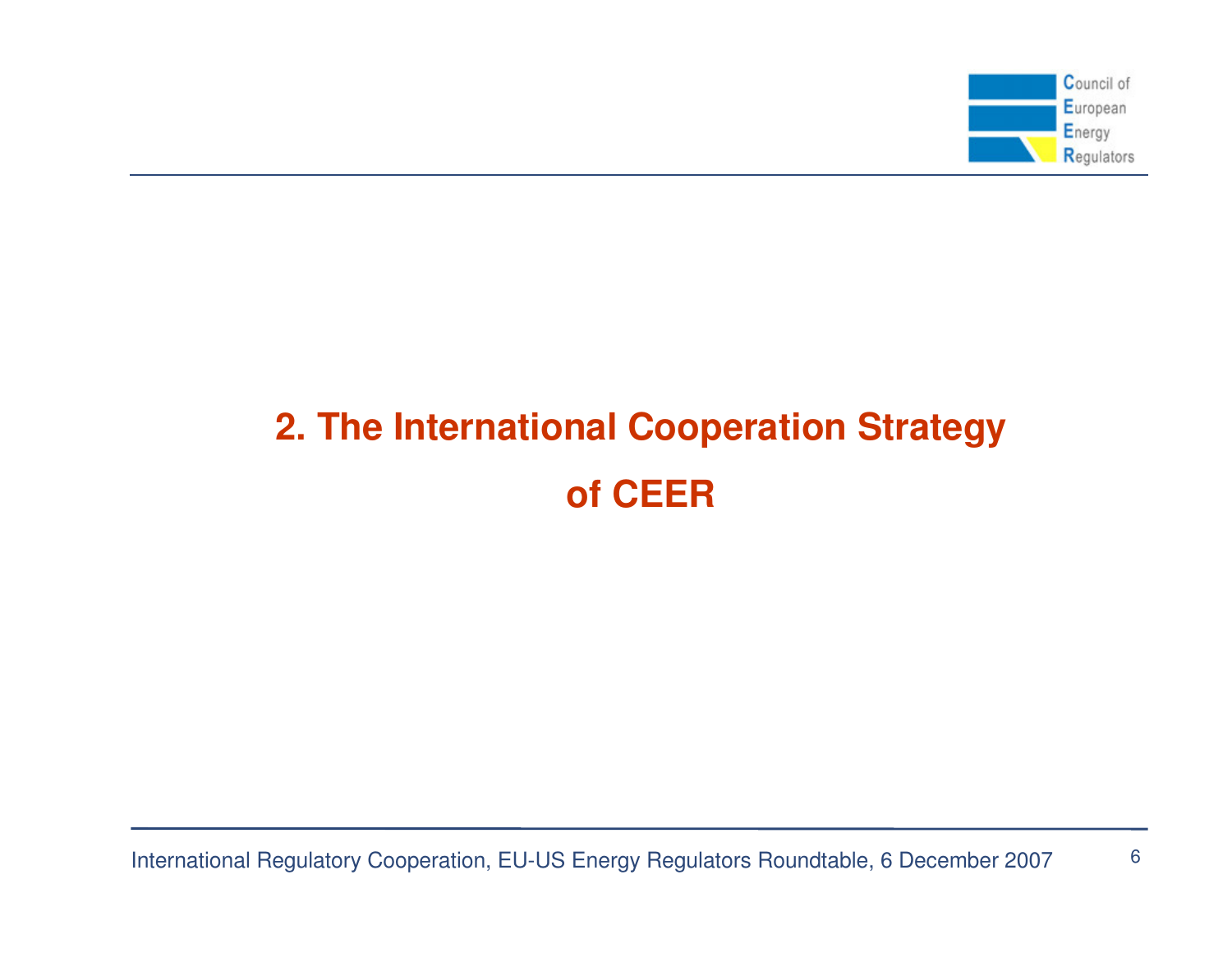# 2. The International Cooperation Strategy of CEER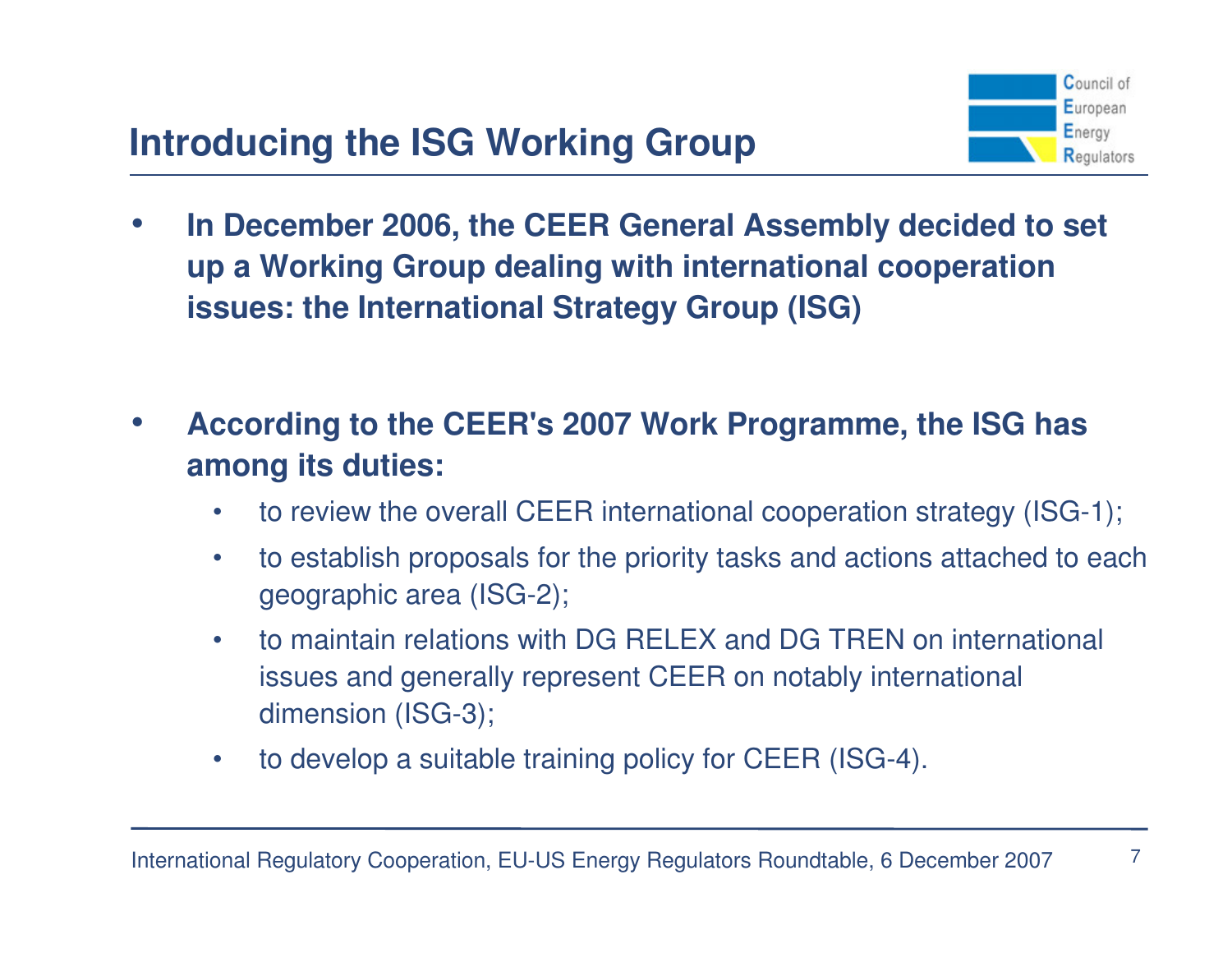# Introducing the ISG Working Group

- **In December 2006, the CEER General Assembly decided to set up a Working Group dealing with international cooperation issues: the International Strategy Group (ISG)**

- **According to the CEER's 2007 Work Programme, the ISG has among its duties:**
  - to review the overall CEER international cooperation strategy (ISG-1);
  - to establish proposals for the priority tasks and actions attached to each geographic area (ISG-2);
  - to maintain relations with DG RELEX and DG TREN on international issues and generally represent CEER on notably international dimension (ISG-3);
  - to develop a suitable training policy for CEER (ISG-4).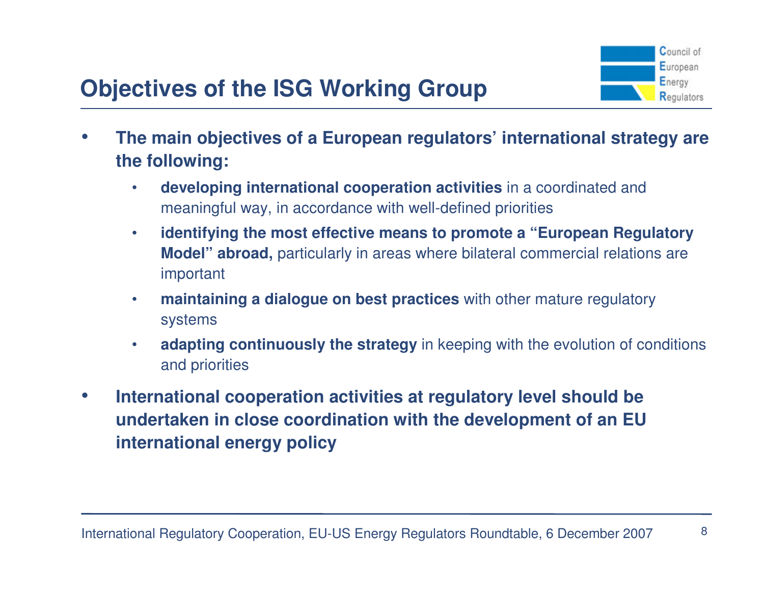# Objectives of the ISG Working Group

- **The main objectives of a European regulators' international strategy are the following:**
  - **developing international cooperation activities** in a coordinated and meaningful way, in accordance with well-defined priorities
  - **identifying the most effective means to promote a "European Regulatory Model" abroad,** particularly in areas where bilateral commercial relations are important
  - **maintaining a dialogue on best practices** with other mature regulatory systems
  - **adapting continuously the strategy** in keeping with the evolution of conditions and priorities
- **International cooperation activities at regulatory level should be undertaken in close coordination with the development of an EU international energy policy**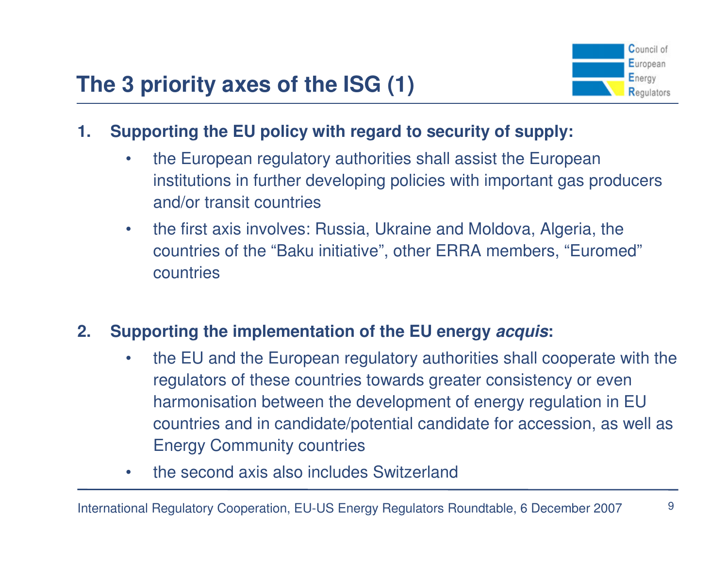# The 3 priority axes of the ISG (1)

1. **Supporting the EU policy with regard to security of supply:**
   - the European regulatory authorities shall assist the European institutions in further developing policies with important gas producers and/or transit countries
   - the first axis involves: Russia, Ukraine and Moldova, Algeria, the countries of the “Baku initiative”, other ERRA members, “Euromed” countries

2. **Supporting the implementation of the EU energy *acquis*:**
   - the EU and the European regulatory authorities shall cooperate with the regulators of these countries towards greater consistency or even harmonisation between the development of energy regulation in EU countries and in candidate/potential candidate for accession, as well as Energy Community countries
   - the second axis also includes Switzerland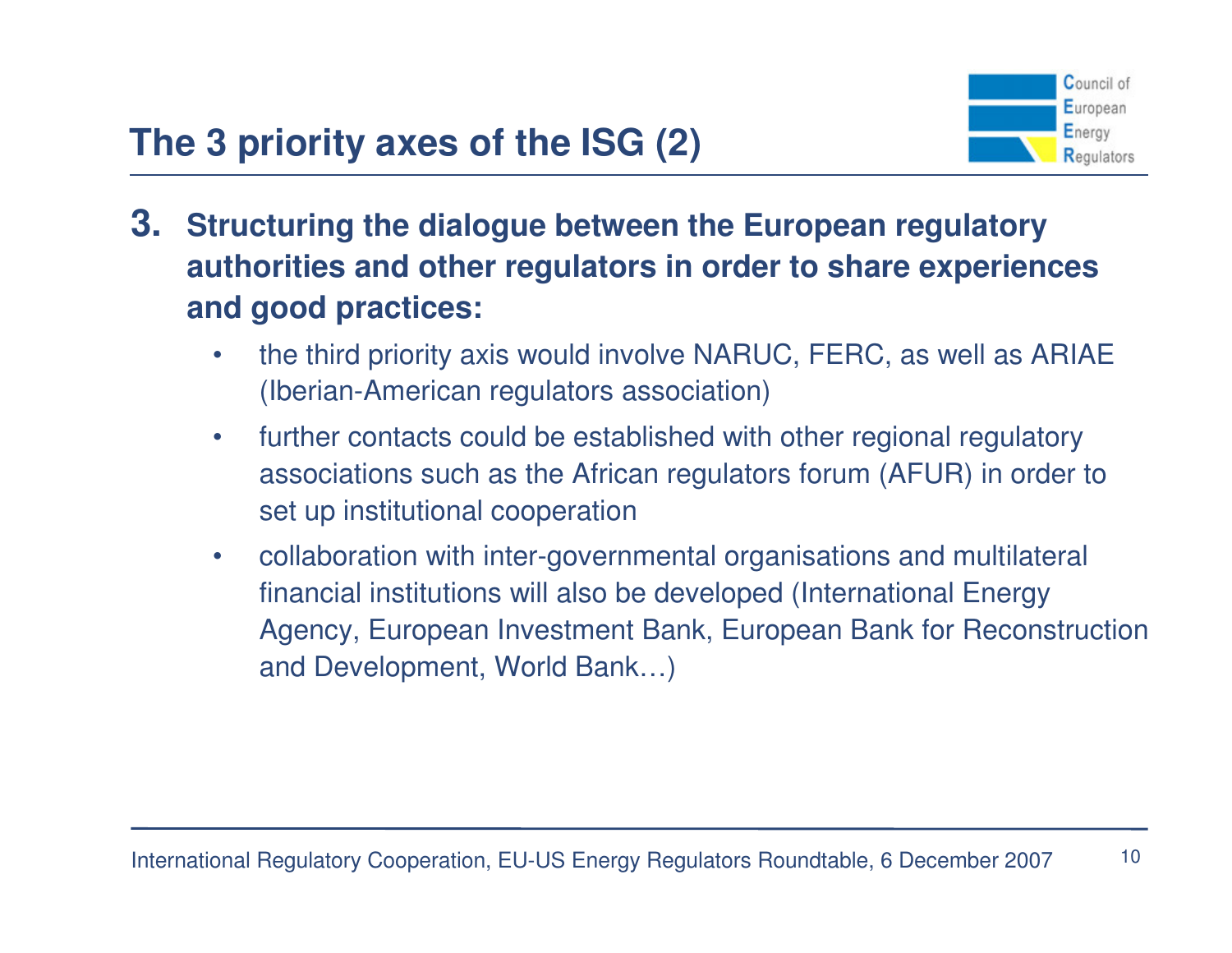# The 3 priority axes of the ISG (2)

3. **Structuring the dialogue between the European regulatory authorities and other regulators in order to share experiences and good practices:**
   - the third priority axis would involve NARUC, FERC, as well as ARIAE (Iberian-American regulators association)
   - further contacts could be established with other regional regulatory associations such as the African regulators forum (AFUR) in order to set up institutional cooperation
   - collaboration with inter-governmental organisations and multilateral financial institutions will also be developed (International Energy Agency, European Investment Bank, European Bank for Reconstruction and Development, World Bank…)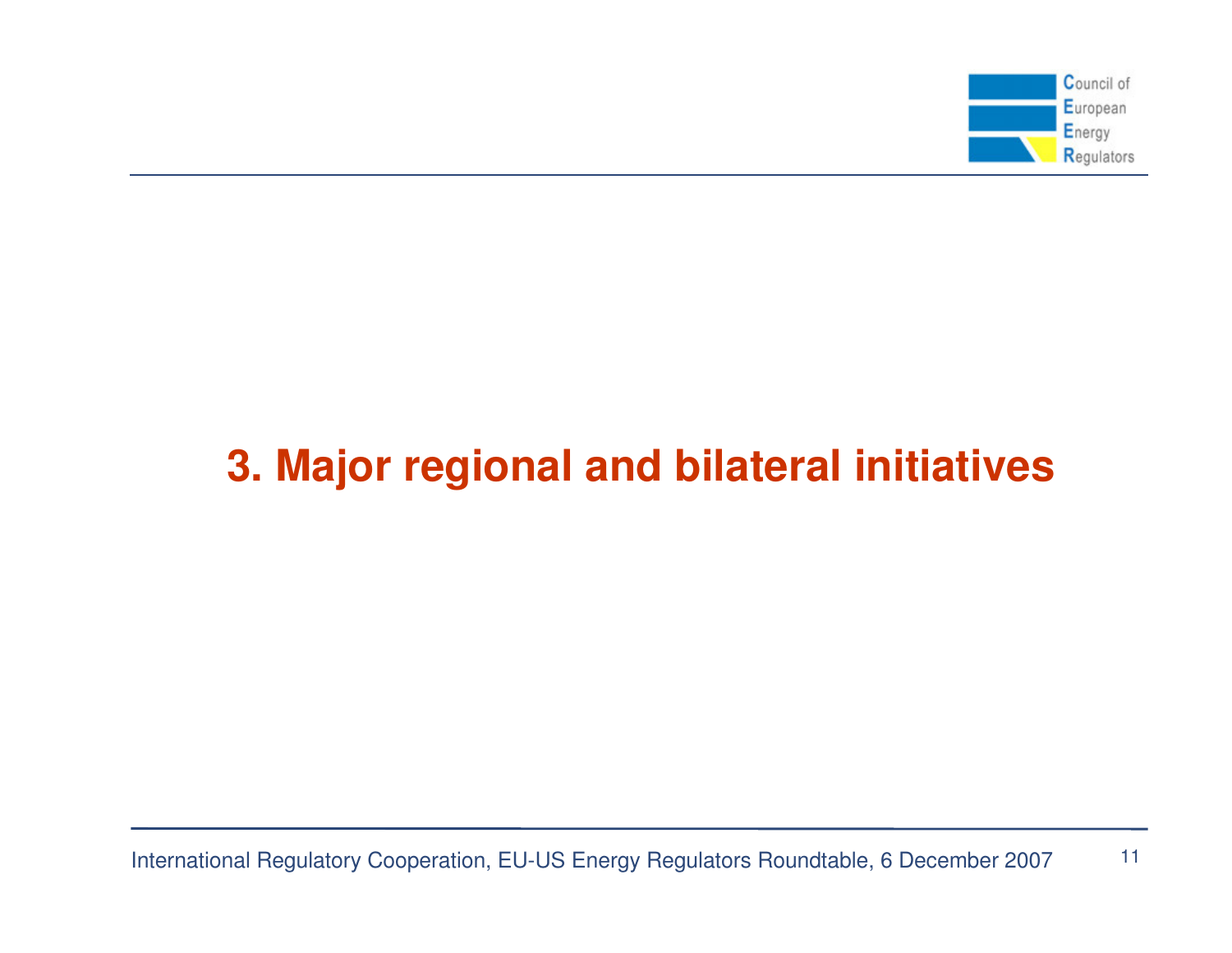# 3. Major regional and bilateral initiatives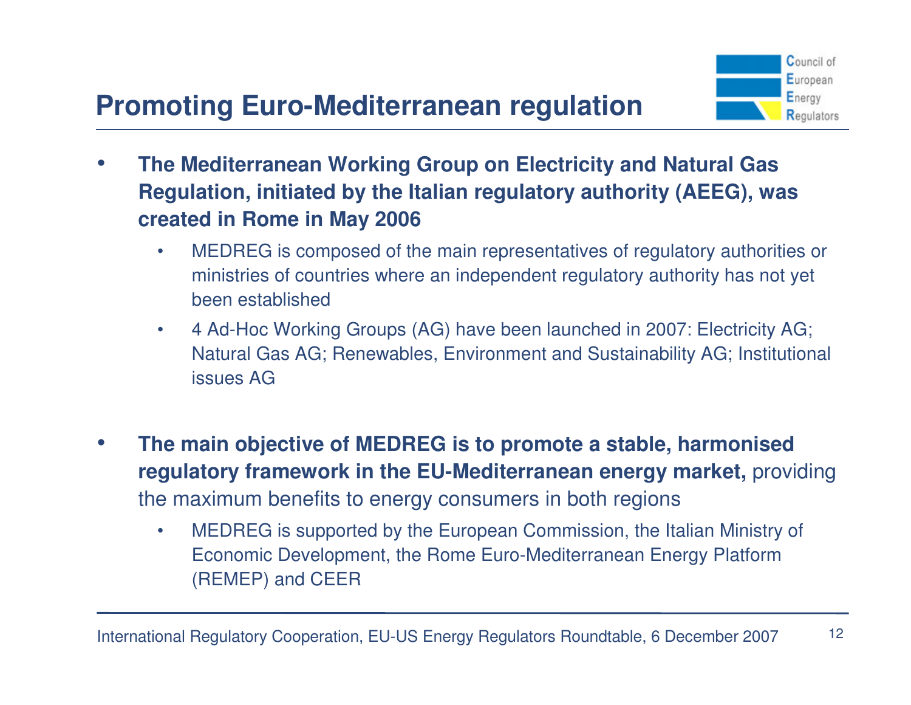# Promoting Euro-Mediterranean regulation

- **The Mediterranean Working Group on Electricity and Natural Gas Regulation, initiated by the Italian regulatory authority (AEEG), was created in Rome in May 2006**
  - MEDREG is composed of the main representatives of regulatory authorities or ministries of countries where an independent regulatory authority has not yet been established
  - 4 Ad-Hoc Working Groups (AG) have been launched in 2007: Electricity AG; Natural Gas AG; Renewables, Environment and Sustainability AG; Institutional issues AG

- **The main objective of MEDREG is to promote a stable, harmonised regulatory framework in the EU-Mediterranean energy market,** providing the maximum benefits to energy consumers in both regions
  - MEDREG is supported by the European Commission, the Italian Ministry of Economic Development, the Rome Euro-Mediterranean Energy Platform (REMEP) and CEER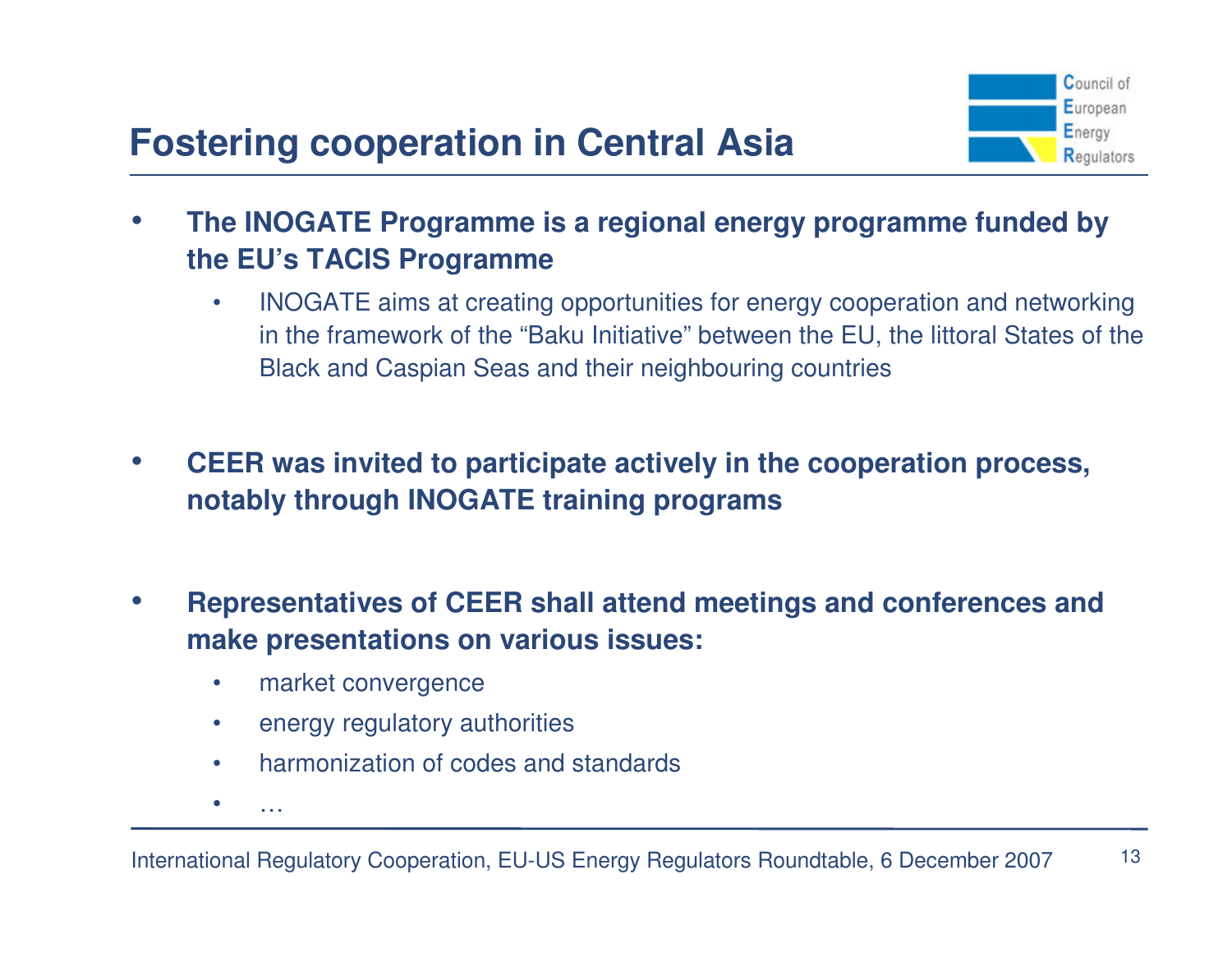# Fostering cooperation in Central Asia

- **The INOGATE Programme is a regional energy programme funded by the EU's TACIS Programme**
  - INOGATE aims at creating opportunities for energy cooperation and networking in the framework of the "Baku Initiative" between the EU, the littoral States of the Black and Caspian Seas and their neighbouring countries

- **CEER was invited to participate actively in the cooperation process, notably through INOGATE training programs**

- **Representatives of CEER shall attend meetings and conferences and make presentations on various issues:**
  - market convergence
  - energy regulatory authorities
  - harmonization of codes and standards
  - …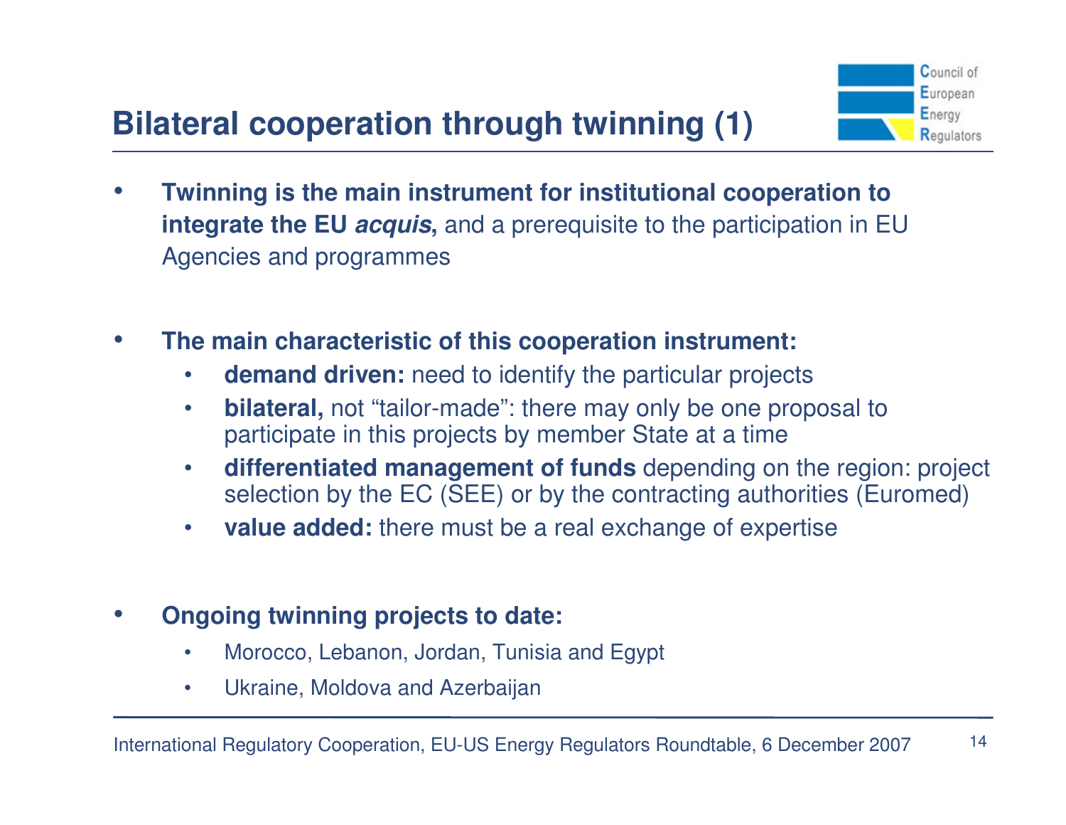# Bilateral cooperation through twinning (1)

- **Twinning is the main instrument for institutional cooperation to integrate the EU *acquis*,** and a prerequisite to the participation in EU Agencies and programmes

- **The main characteristic of this cooperation instrument:**
  - **demand driven:** need to identify the particular projects
  - **bilateral,** not "tailor-made": there may only be one proposal to participate in this projects by member State at a time
  - **differentiated management of funds** depending on the region: project selection by the EC (SEE) or by the contracting authorities (Euromed)
  - **value added:** there must be a real exchange of expertise

- **Ongoing twinning projects to date:**
  - Morocco, Lebanon, Jordan, Tunisia and Egypt
  - Ukraine, Moldova and Azerbaijan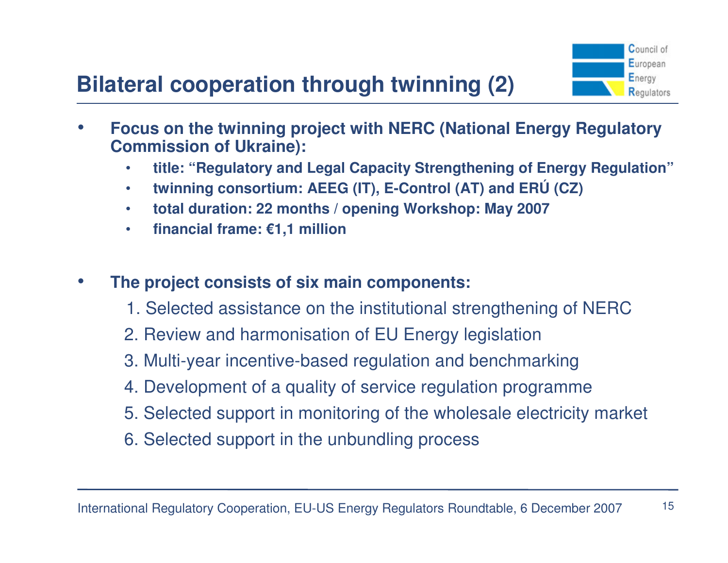# Bilateral cooperation through twinning (2)

- **Focus on the twinning project with NERC (National Energy Regulatory Commission of Ukraine):**
  - **title: "Regulatory and Legal Capacity Strengthening of Energy Regulation"**
  - **twinning consortium: AEEG (IT), E-Control (AT) and ERÚ (CZ)**
  - **total duration: 22 months / opening Workshop: May 2007**
  - **financial frame: €1,1 million**

- **The project consists of six main components:**
  1. Selected assistance on the institutional strengthening of NERC
  2. Review and harmonisation of EU Energy legislation
  3. Multi-year incentive-based regulation and benchmarking
  4. Development of a quality of service regulation programme
  5. Selected support in monitoring of the wholesale electricity market
  6. Selected support in the unbundling process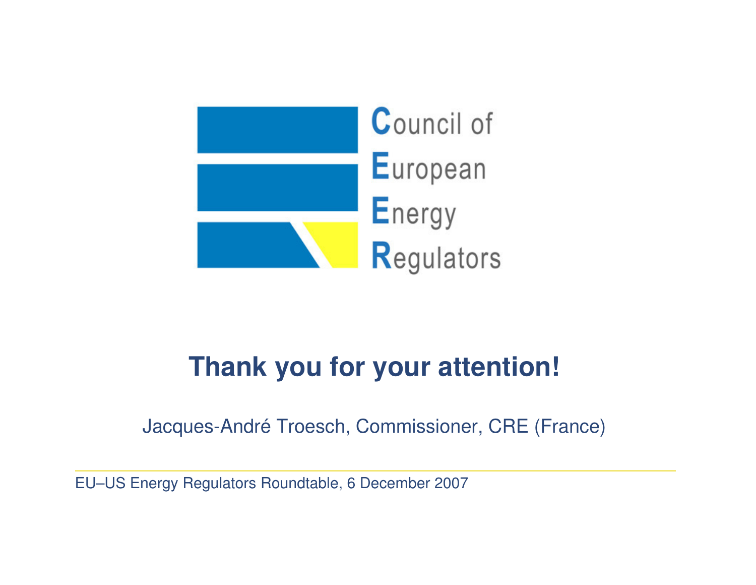Council of European Energy Regulators

# Thank you for your attention!

Jacques-André Troesch, Commissioner, CRE (France)

EU–US Energy Regulators Roundtable, 6 December 2007